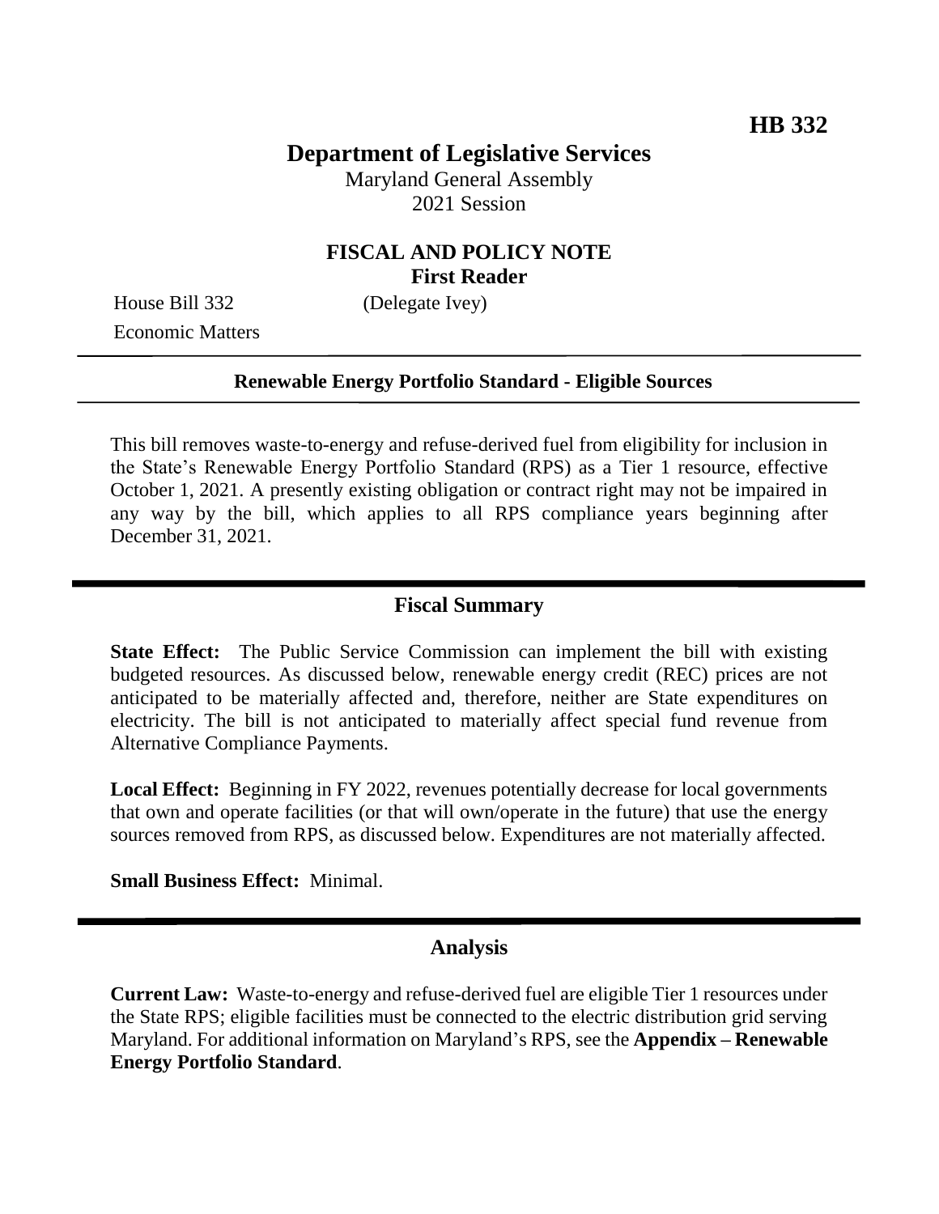**HB 332**

# Department of Legislative Services

Maryland General Assembly
2021 Session

## FISCAL AND POLICY NOTE
**First Reader**

House Bill 332 (Delegate Ivey)
Economic Matters

---

**Renewable Energy Portfolio Standard - Eligible Sources**

---

This bill removes waste-to-energy and refuse-derived fuel from eligibility for inclusion in the State's Renewable Energy Portfolio Standard (RPS) as a Tier 1 resource, effective October 1, 2021. A presently existing obligation or contract right may not be impaired in any way by the bill, which applies to all RPS compliance years beginning after December 31, 2021.

---

## Fiscal Summary

**State Effect:** The Public Service Commission can implement the bill with existing budgeted resources. As discussed below, renewable energy credit (REC) prices are not anticipated to be materially affected and, therefore, neither are State expenditures on electricity. The bill is not anticipated to materially affect special fund revenue from Alternative Compliance Payments.

**Local Effect:** Beginning in FY 2022, revenues potentially decrease for local governments that own and operate facilities (or that will own/operate in the future) that use the energy sources removed from RPS, as discussed below. Expenditures are not materially affected.

**Small Business Effect:** Minimal.

---

## Analysis

**Current Law:** Waste-to-energy and refuse-derived fuel are eligible Tier 1 resources under the State RPS; eligible facilities must be connected to the electric distribution grid serving Maryland. For additional information on Maryland's RPS, see the **Appendix – Renewable Energy Portfolio Standard**.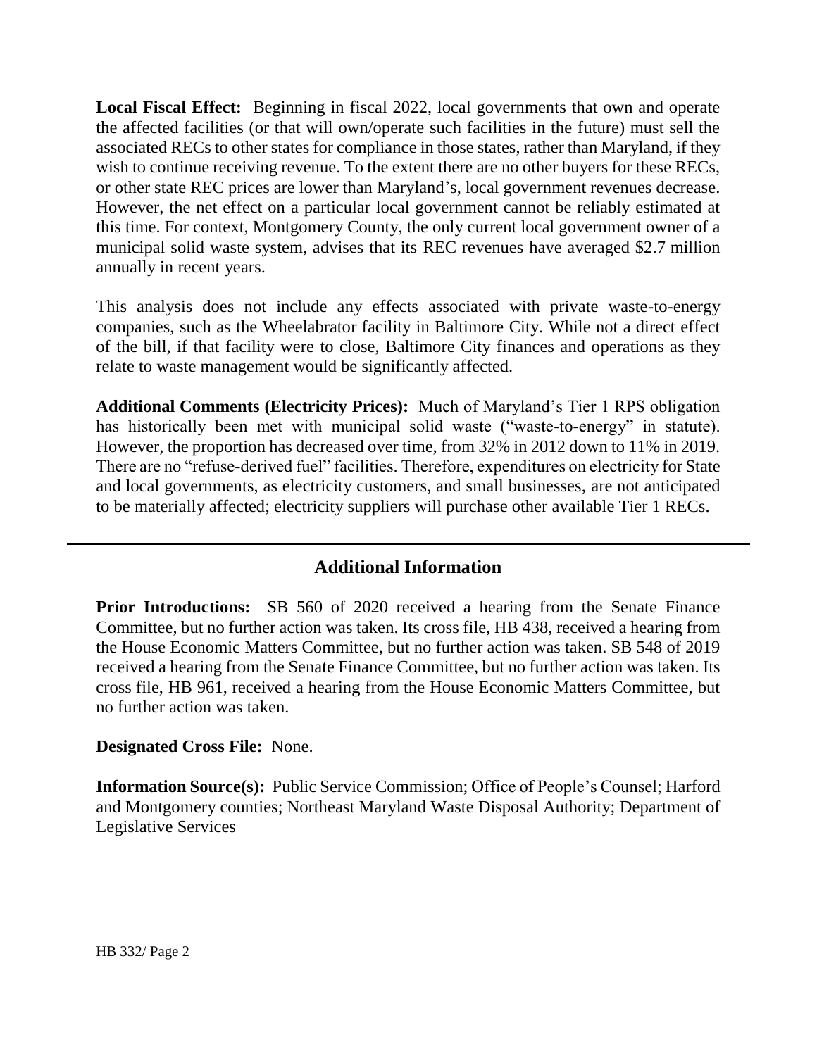**Local Fiscal Effect:** Beginning in fiscal 2022, local governments that own and operate the affected facilities (or that will own/operate such facilities in the future) must sell the associated RECs to other states for compliance in those states, rather than Maryland, if they wish to continue receiving revenue. To the extent there are no other buyers for these RECs, or other state REC prices are lower than Maryland's, local government revenues decrease. However, the net effect on a particular local government cannot be reliably estimated at this time. For context, Montgomery County, the only current local government owner of a municipal solid waste system, advises that its REC revenues have averaged $2.7 million annually in recent years.

This analysis does not include any effects associated with private waste-to-energy companies, such as the Wheelabrator facility in Baltimore City. While not a direct effect of the bill, if that facility were to close, Baltimore City finances and operations as they relate to waste management would be significantly affected.

**Additional Comments (Electricity Prices):** Much of Maryland's Tier 1 RPS obligation has historically been met with municipal solid waste ("waste-to-energy" in statute). However, the proportion has decreased over time, from 32% in 2012 down to 11% in 2019. There are no "refuse-derived fuel" facilities. Therefore, expenditures on electricity for State and local governments, as electricity customers, and small businesses, are not anticipated to be materially affected; electricity suppliers will purchase other available Tier 1 RECs.

## Additional Information

**Prior Introductions:** SB 560 of 2020 received a hearing from the Senate Finance Committee, but no further action was taken. Its cross file, HB 438, received a hearing from the House Economic Matters Committee, but no further action was taken. SB 548 of 2019 received a hearing from the Senate Finance Committee, but no further action was taken. Its cross file, HB 961, received a hearing from the House Economic Matters Committee, but no further action was taken.

**Designated Cross File:** None.

**Information Source(s):** Public Service Commission; Office of People's Counsel; Harford and Montgomery counties; Northeast Maryland Waste Disposal Authority; Department of Legislative Services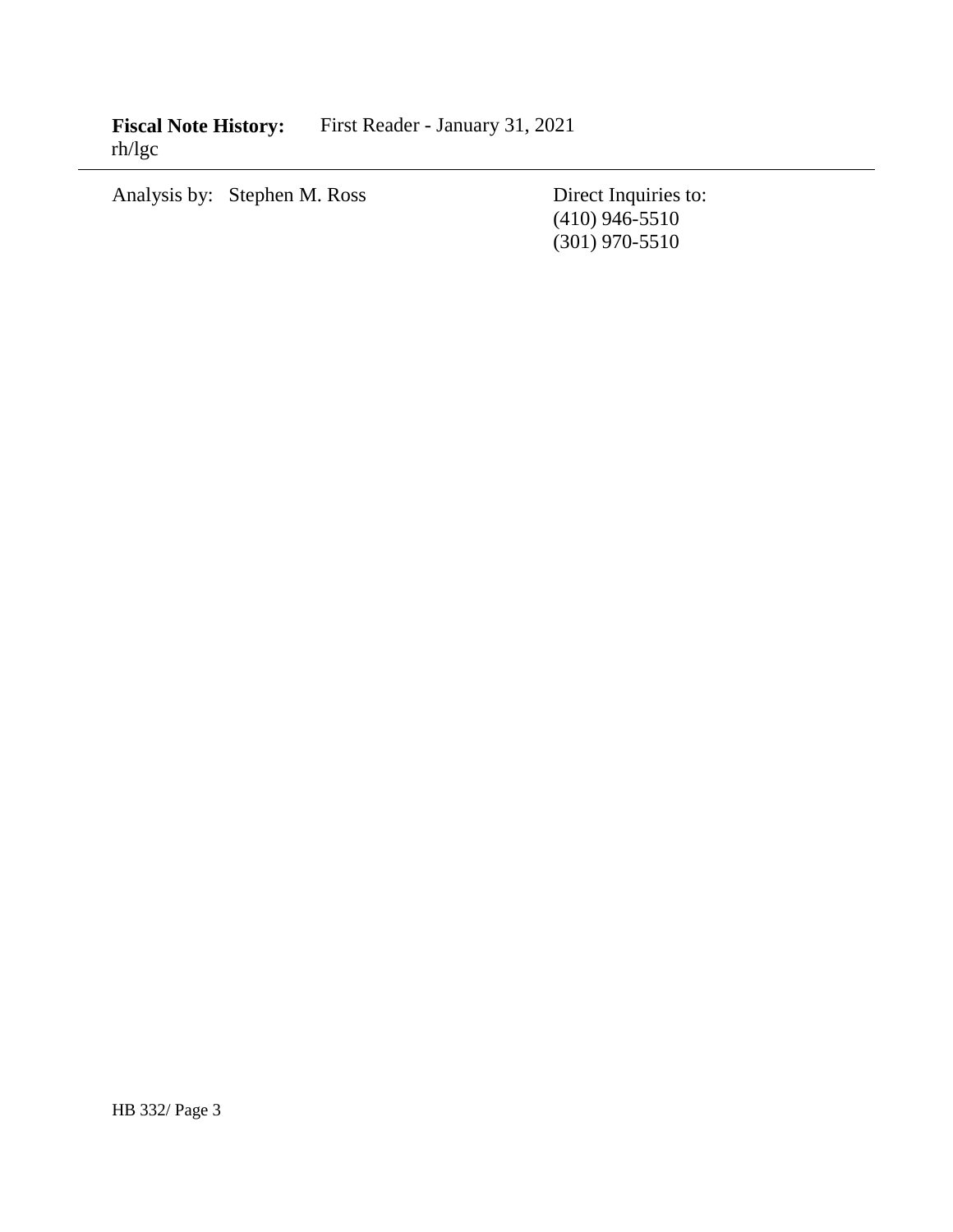**Fiscal Note History:** First Reader - January 31, 2021
rh/lgc

---

Analysis by: Stephen M. Ross

Direct Inquiries to:
(410) 946-5510
(301) 970-5510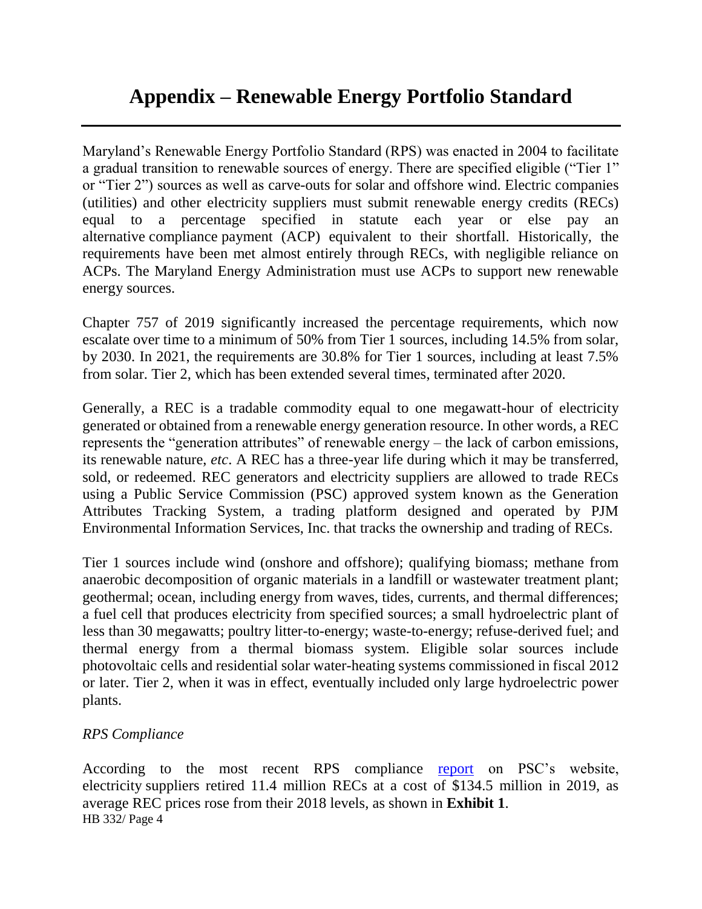# Appendix – Renewable Energy Portfolio Standard

Maryland's Renewable Energy Portfolio Standard (RPS) was enacted in 2004 to facilitate a gradual transition to renewable sources of energy. There are specified eligible ("Tier 1" or "Tier 2") sources as well as carve-outs for solar and offshore wind. Electric companies (utilities) and other electricity suppliers must submit renewable energy credits (RECs) equal to a percentage specified in statute each year or else pay an alternative compliance payment (ACP) equivalent to their shortfall. Historically, the requirements have been met almost entirely through RECs, with negligible reliance on ACPs. The Maryland Energy Administration must use ACPs to support new renewable energy sources.

Chapter 757 of 2019 significantly increased the percentage requirements, which now escalate over time to a minimum of 50% from Tier 1 sources, including 14.5% from solar, by 2030. In 2021, the requirements are 30.8% for Tier 1 sources, including at least 7.5% from solar. Tier 2, which has been extended several times, terminated after 2020.

Generally, a REC is a tradable commodity equal to one megawatt-hour of electricity generated or obtained from a renewable energy generation resource. In other words, a REC represents the "generation attributes" of renewable energy – the lack of carbon emissions, its renewable nature, *etc*. A REC has a three-year life during which it may be transferred, sold, or redeemed. REC generators and electricity suppliers are allowed to trade RECs using a Public Service Commission (PSC) approved system known as the Generation Attributes Tracking System, a trading platform designed and operated by PJM Environmental Information Services, Inc. that tracks the ownership and trading of RECs.

Tier 1 sources include wind (onshore and offshore); qualifying biomass; methane from anaerobic decomposition of organic materials in a landfill or wastewater treatment plant; geothermal; ocean, including energy from waves, tides, currents, and thermal differences; a fuel cell that produces electricity from specified sources; a small hydroelectric plant of less than 30 megawatts; poultry litter-to-energy; waste-to-energy; refuse-derived fuel; and thermal energy from a thermal biomass system. Eligible solar sources include photovoltaic cells and residential solar water-heating systems commissioned in fiscal 2012 or later. Tier 2, when it was in effect, eventually included only large hydroelectric power plants.

*RPS Compliance*

According to the most recent RPS compliance report on PSC's website, electricity suppliers retired 11.4 million RECs at a cost of $134.5 million in 2019, as average REC prices rose from their 2018 levels, as shown in **Exhibit 1**.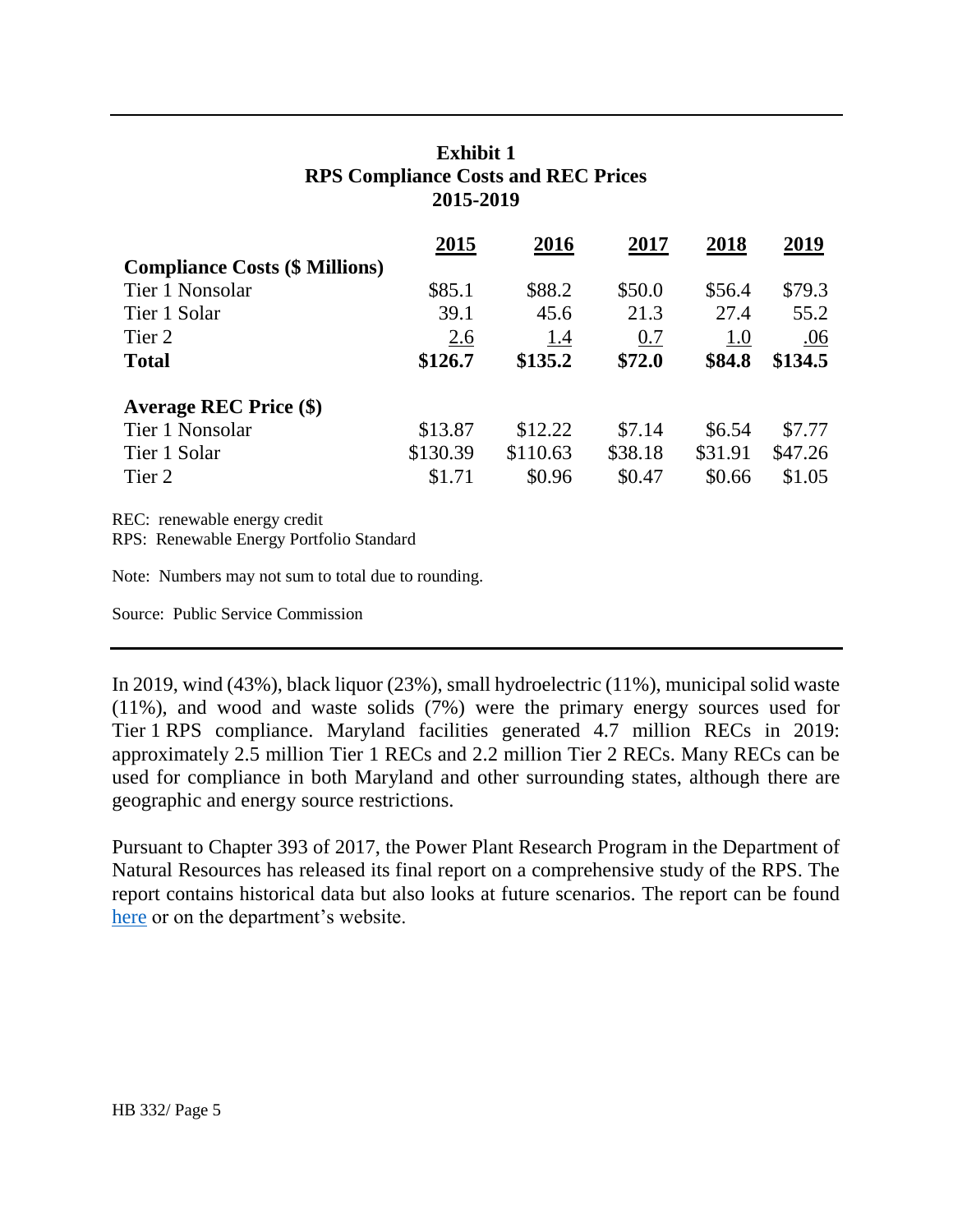**Exhibit 1**
**RPS Compliance Costs and REC Prices**
**2015-2019**

| | 2015 | 2016 | 2017 | 2018 | 2019 |
|---|---|---|---|---|---|
| **Compliance Costs ($ Millions)** | | | | | |
| Tier 1 Nonsolar | $85.1 | $88.2 | $50.0 | $56.4 | $79.3 |
| Tier 1 Solar | 39.1 | 45.6 | 21.3 | 27.4 | 55.2 |
| Tier 2 | 2.6 | 1.4 | 0.7 | 1.0 | .06 |
| **Total** | **$126.7** | **$135.2** | **$72.0** | **$84.8** | **$134.5** |
| **Average REC Price ($)** | | | | | |
| Tier 1 Nonsolar | $13.87 | $12.22 | $7.14 | $6.54 | $7.77 |
| Tier 1 Solar | $130.39 | $110.63 | $38.18 | $31.91 | $47.26 |
| Tier 2 | $1.71 | $0.96 | $0.47 | $0.66 | $1.05 |

REC: renewable energy credit
RPS: Renewable Energy Portfolio Standard

Note: Numbers may not sum to total due to rounding.

Source: Public Service Commission

In 2019, wind (43%), black liquor (23%), small hydroelectric (11%), municipal solid waste (11%), and wood and waste solids (7%) were the primary energy sources used for Tier 1 RPS compliance. Maryland facilities generated 4.7 million RECs in 2019: approximately 2.5 million Tier 1 RECs and 2.2 million Tier 2 RECs. Many RECs can be used for compliance in both Maryland and other surrounding states, although there are geographic and energy source restrictions.

Pursuant to Chapter 393 of 2017, the Power Plant Research Program in the Department of Natural Resources has released its final report on a comprehensive study of the RPS. The report contains historical data but also looks at future scenarios. The report can be found here or on the department's website.